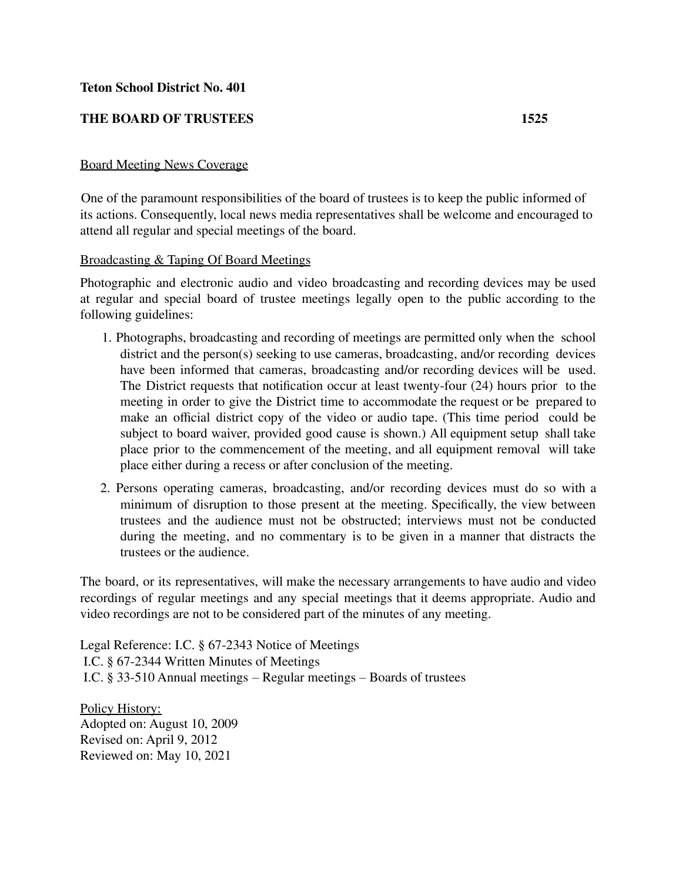**Teton School District No. 401**

**THE BOARD OF TRUSTEES 1525**

Board Meeting News Coverage

One of the paramount responsibilities of the board of trustees is to keep the public informed of its actions. Consequently, local news media representatives shall be welcome and encouraged to attend all regular and special meetings of the board.

Broadcasting & Taping Of Board Meetings

Photographic and electronic audio and video broadcasting and recording devices may be used at regular and special board of trustee meetings legally open to the public according to the following guidelines:

1. Photographs, broadcasting and recording of meetings are permitted only when the school district and the person(s) seeking to use cameras, broadcasting, and/or recording devices have been informed that cameras, broadcasting and/or recording devices will be used. The District requests that notification occur at least twenty-four (24) hours prior to the meeting in order to give the District time to accommodate the request or be prepared to make an official district copy of the video or audio tape. (This time period could be subject to board waiver, provided good cause is shown.) All equipment setup shall take place prior to the commencement of the meeting, and all equipment removal will take place either during a recess or after conclusion of the meeting.
2. Persons operating cameras, broadcasting, and/or recording devices must do so with a minimum of disruption to those present at the meeting. Specifically, the view between trustees and the audience must not be obstructed; interviews must not be conducted during the meeting, and no commentary is to be given in a manner that distracts the trustees or the audience.

The board, or its representatives, will make the necessary arrangements to have audio and video recordings of regular meetings and any special meetings that it deems appropriate. Audio and video recordings are not to be considered part of the minutes of any meeting.

Legal Reference: I.C. § 67-2343 Notice of Meetings
I.C. § 67-2344 Written Minutes of Meetings
I.C. § 33-510 Annual meetings – Regular meetings – Boards of trustees

Policy History:
Adopted on: August 10, 2009
Revised on: April 9, 2012
Reviewed on: May 10, 2021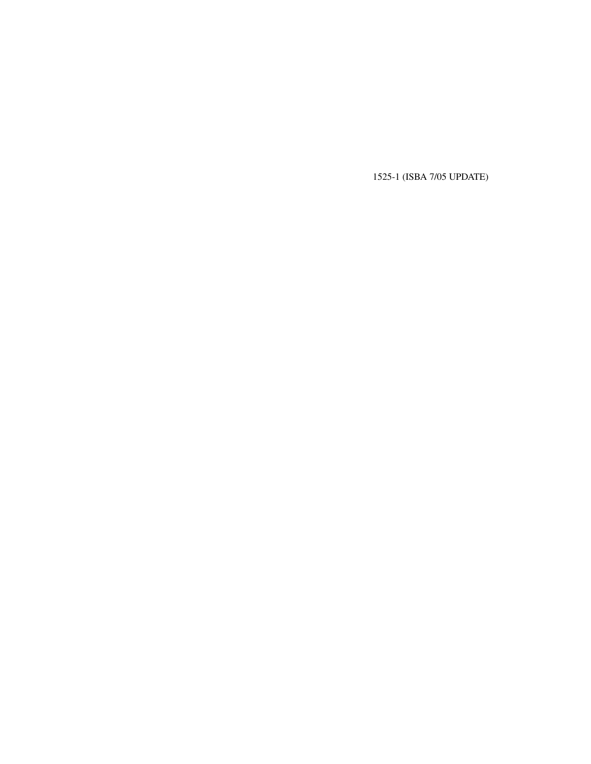1525-1 (ISBA 7/05 UPDATE)